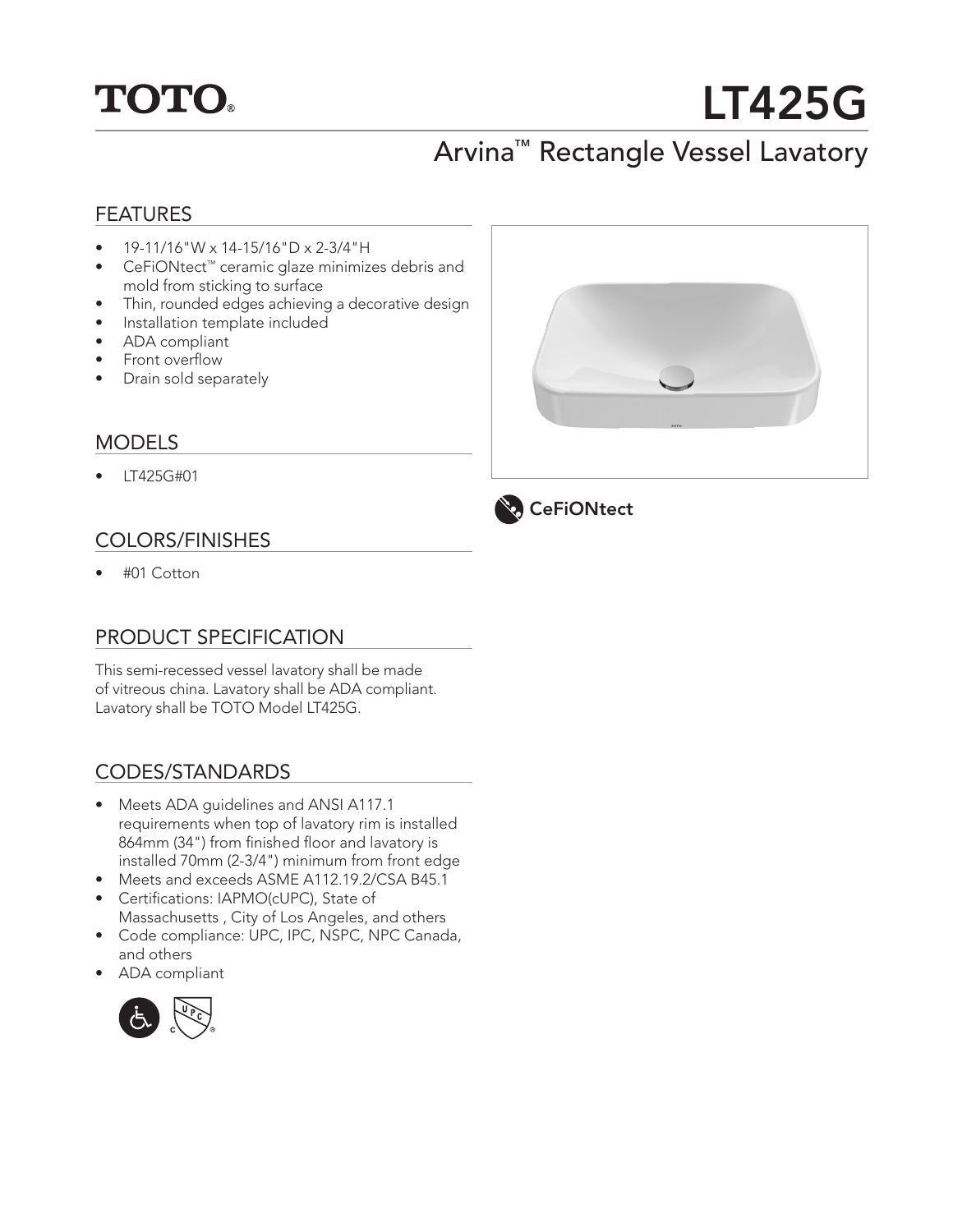TOTO®

# LT425G

## Arvina™ Rectangle Vessel Lavatory

## FEATURES

- 19-11/16"W x 14-15/16"D x 2-3/4"H
- CeFiONtect™ ceramic glaze minimizes debris and mold from sticking to surface
- Thin, rounded edges achieving a decorative design
- Installation template included
- ADA compliant
- Front overflow
- Drain sold separately

CeFiONtect

## MODELS

- LT425G#01

## COLORS/FINISHES

- #01 Cotton

## PRODUCT SPECIFICATION

This semi-recessed vessel lavatory shall be made of vitreous china. Lavatory shall be ADA compliant. Lavatory shall be TOTO Model LT425G.

## CODES/STANDARDS

- Meets ADA guidelines and ANSI A117.1 requirements when top of lavatory rim is installed 864mm (34") from finished floor and lavatory is installed 70mm (2-3/4") minimum from front edge
- Meets and exceeds ASME A112.19.2/CSA B45.1
- Certifications: IAPMO(cUPC), State of Massachusetts , City of Los Angeles, and others
- Code compliance: UPC, IPC, NSPC, NPC Canada, and others
- ADA compliant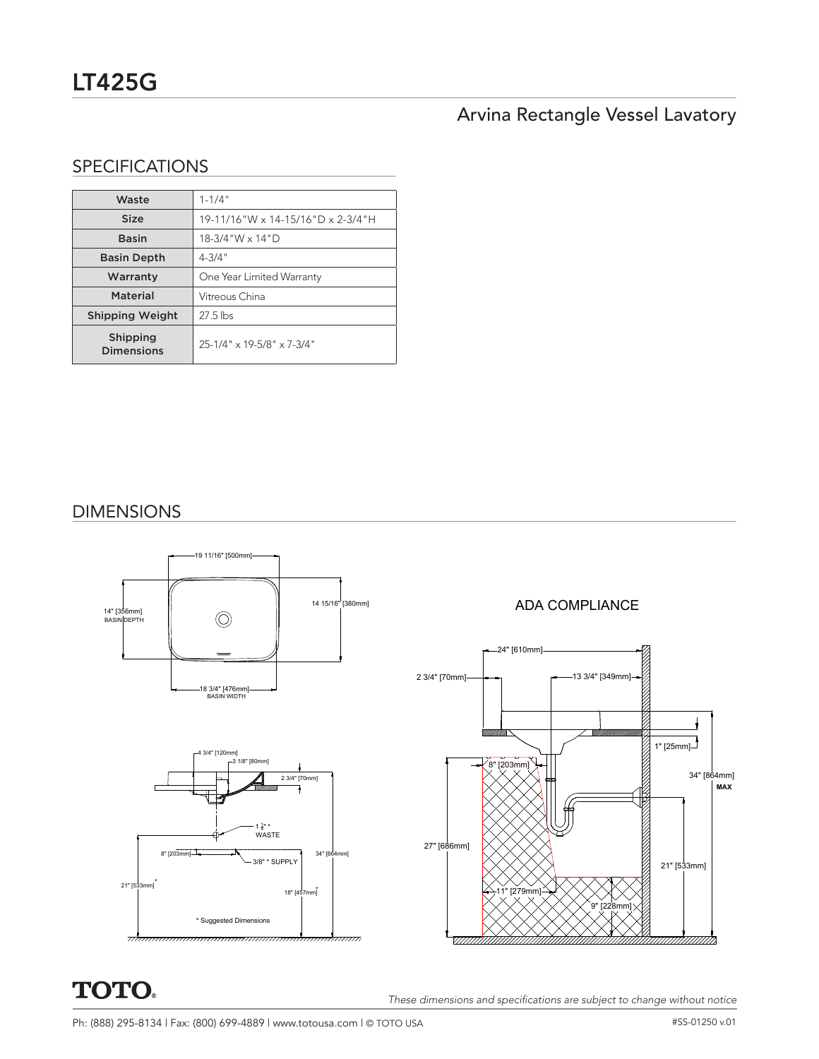# LT425G

## Arvina Rectangle Vessel Lavatory

## SPECIFICATIONS

| | |
|---|---|
| Waste | 1-1/4" |
| Size | 19-11/16"W x 14-15/16"D x 2-3/4"H |
| Basin | 18-3/4"W x 14"D |
| Basin Depth | 4-3/4" |
| Warranty | One Year Limited Warranty |
| Material | Vitreous China |
| Shipping Weight | 27.5 lbs |
| Shipping Dimensions | 25-1/4" x 19-5/8" x 7-3/4" |

## DIMENSIONS

19 11/16" [500mm]
14" [356mm] BASIN DEPTH
14 15/16" [380mm]
18 3/4" [476mm] BASIN WIDTH

4 3/4" [120mm]
3 1/8" [80mm]
2 3/4" [70mm]
1 1/4" * WASTE
8" [203mm]
3/8" * SUPPLY
34" [864mm]
21" [533mm]*
18" [457mm]*
* Suggested Dimensions

ADA COMPLIANCE

24" [610mm]
2 3/4" [70mm]
13 3/4" [349mm]
1" [25mm]
8" [203mm]
34" [864mm] MAX
27" [686mm]
21" [533mm]
11" [279mm]
9" [228mm]

*These dimensions and specifications are subject to change without notice*

Ph: (888) 295-8134 | Fax: (800) 699-4889 | www.totousa.com | © TOTO USA

#SS-01250 v.01